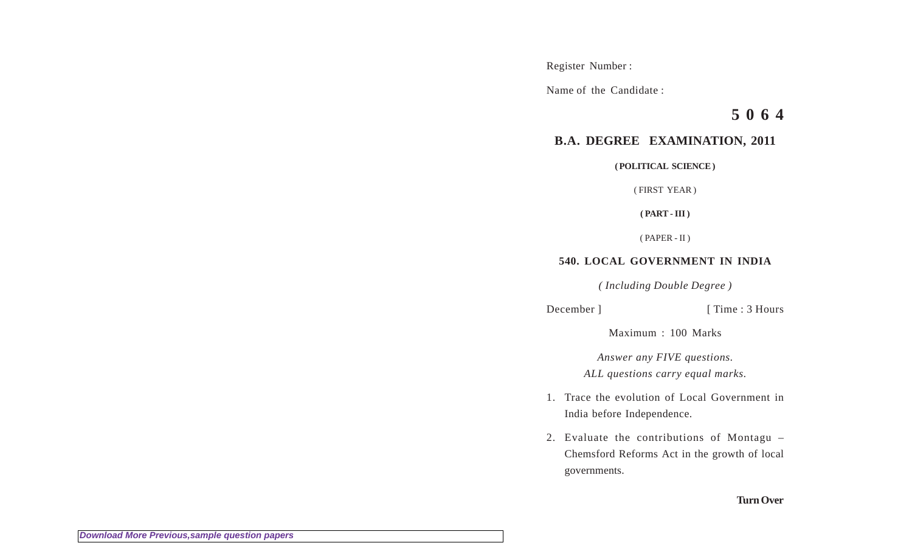Register Number :

Name of the Candidate :

**5 0 6 4**

## B.A. DEGREE EXAMINATION, 2011

**( POLITICAL SCIENCE )**

( FIRST YEAR )

**( PART - III )**

( PAPER - II )

### 540. LOCAL GOVERNMENT IN INDIA

*( Including Double Degree )*

December ] [ Time : 3 Hours

Maximum : 100 Marks

*Answer any FIVE questions.*
*ALL questions carry equal marks.*

1. Trace the evolution of Local Government in India before Independence.

2. Evaluate the contributions of Montagu – Chemsford Reforms Act in the growth of local governments.

**Turn Over**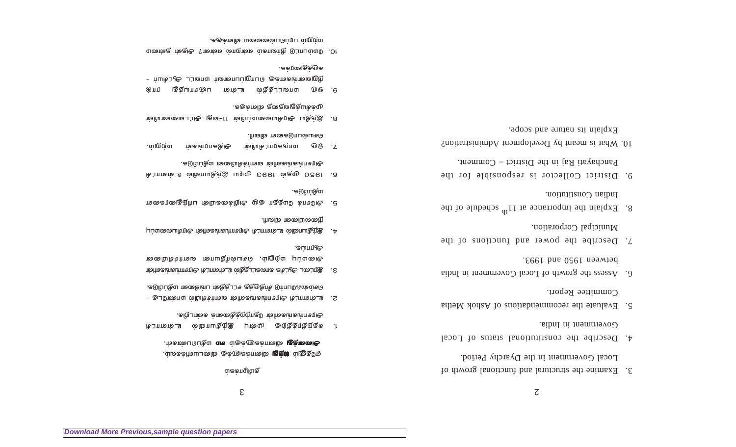3. Examine the structural and functional growth of Local Government in the Dyarchy Period.
4. Describe the constitutional status of Local Government in India.
5. Evaluate the recommendations of Ashok Metha Committee Report.
6. Assess the growth of Local Government in India between 1950 and 1993.
7. Describe the power and functions of the Municipal Corporation.
8. Explain the importance at 11th schedule of the Indian Constitution.
9. District Collector is responsible for the Panchayati Raj in the District – Comment.
10. What is meant by Development Administration? Explain its nature and scope.

தமிழாக்கம்

எதேனும் **இரு** வினாக்களுக்கு விடையளிக்கவும்.

**அனைத்து** வினாக்களுக்கும் சம மதிப்பெண்கள்.

1. சுதந்திரத்திற்கு முன்பு இந்தியாவில் உள்ளாட்சி அரசாங்கங்களின் தோற்றத்தைக் கண்டறிக.
2. உள்ளாட்சி அரசாங்கங்களின் வளர்ச்சியில் மாண்டேகு – செம்ஸ்போர்டு சீர்திருத்தச் சட்டத்தின் பங்கினை மதிப்பிடுக.
3. இரட்டை ஆட்சிக் காலகட்டத்தில் உள்ளாட்சி அரசாங்கங்களின் அமைப்பு மற்றும், செயல்பாட்டு வளர்ச்சியினை ஆராய்க.
4. இந்தியாவில் உள்ளாட்சி அரசாங்கங்களின் அரசியலமைப்பு நிலையினை விவரி.
5. அசோக் மேத்தா குழு அறிக்கையின் பரிந்துரைகளை மதிப்பிடுக.
6. 1950 முதல் 1993 முடிய இந்தியாவில் உள்ளாட்சி அரசாங்கங்களின் வளர்ச்சியினை மதிப்பிடுக.
7. ஒரு மாநகராட்சியின் அதிகாரங்கள் மற்றும், செயல்பாடுகளை விவரி.
8. இந்திய அரசியலமைப்பின் 11-வது அட்டவணையின் முக்கியத்துவத்தை விளக்குக.
9. ஒரு மாவட்டத்தில் உள்ள பஞ்சாயத்து ராஜ் நிறுவனங்களுக்கு பொறுப்பாளர் மாவட்ட ஆட்சியர் – கருத்துரைக்க.
10. வளர்ச்சி நிர்வாகம் என்றால் என்ன? அதன் தன்மை மற்றும் பரப்பெல்லை விளக்குக.